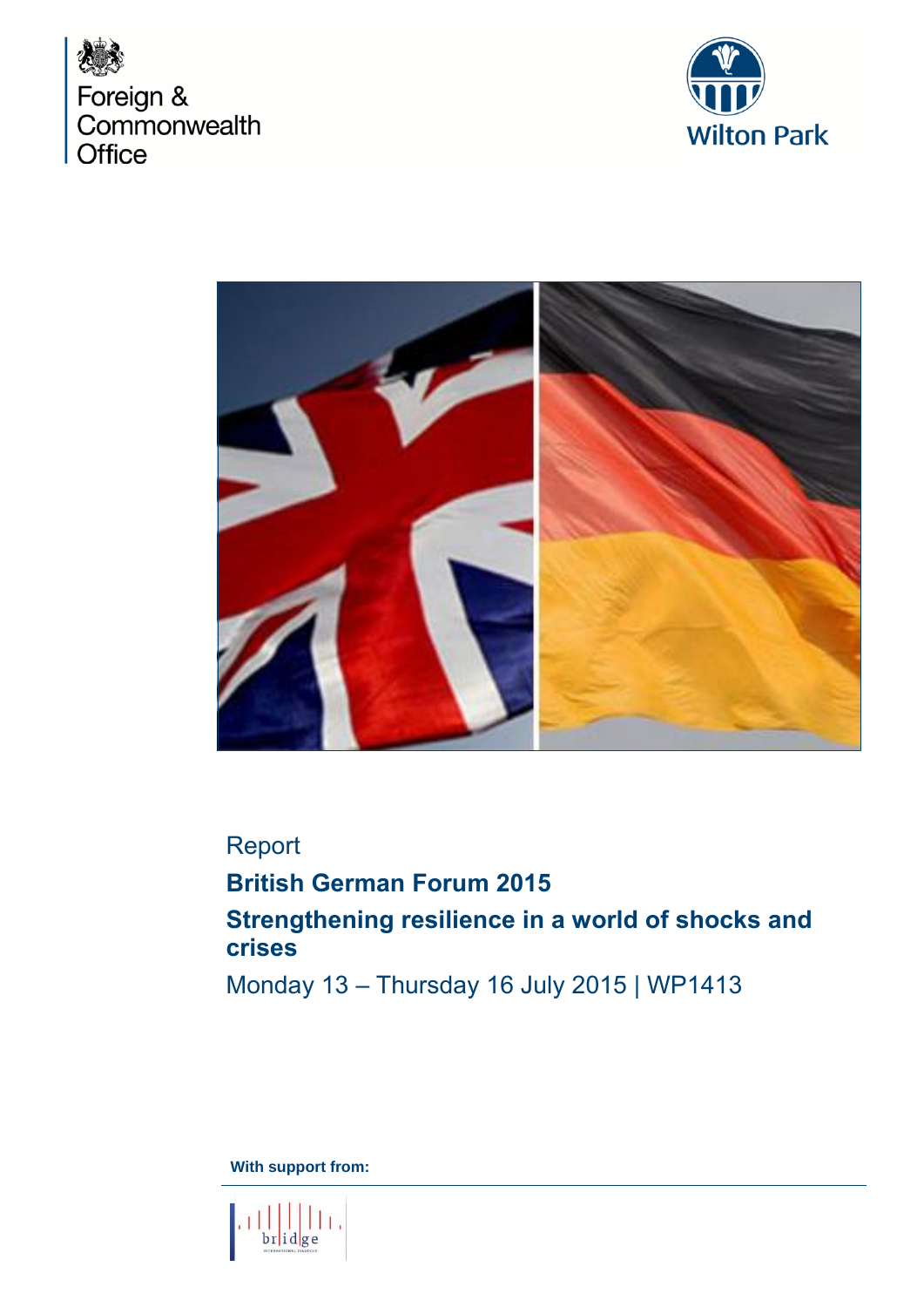Foreign & Commonwealth Office

Wilton Park

Report

# British German Forum 2015

## Strengthening resilience in a world of shocks and crises

Monday 13 – Thursday 16 July 2015 | WP1413

**With support from:**

bridge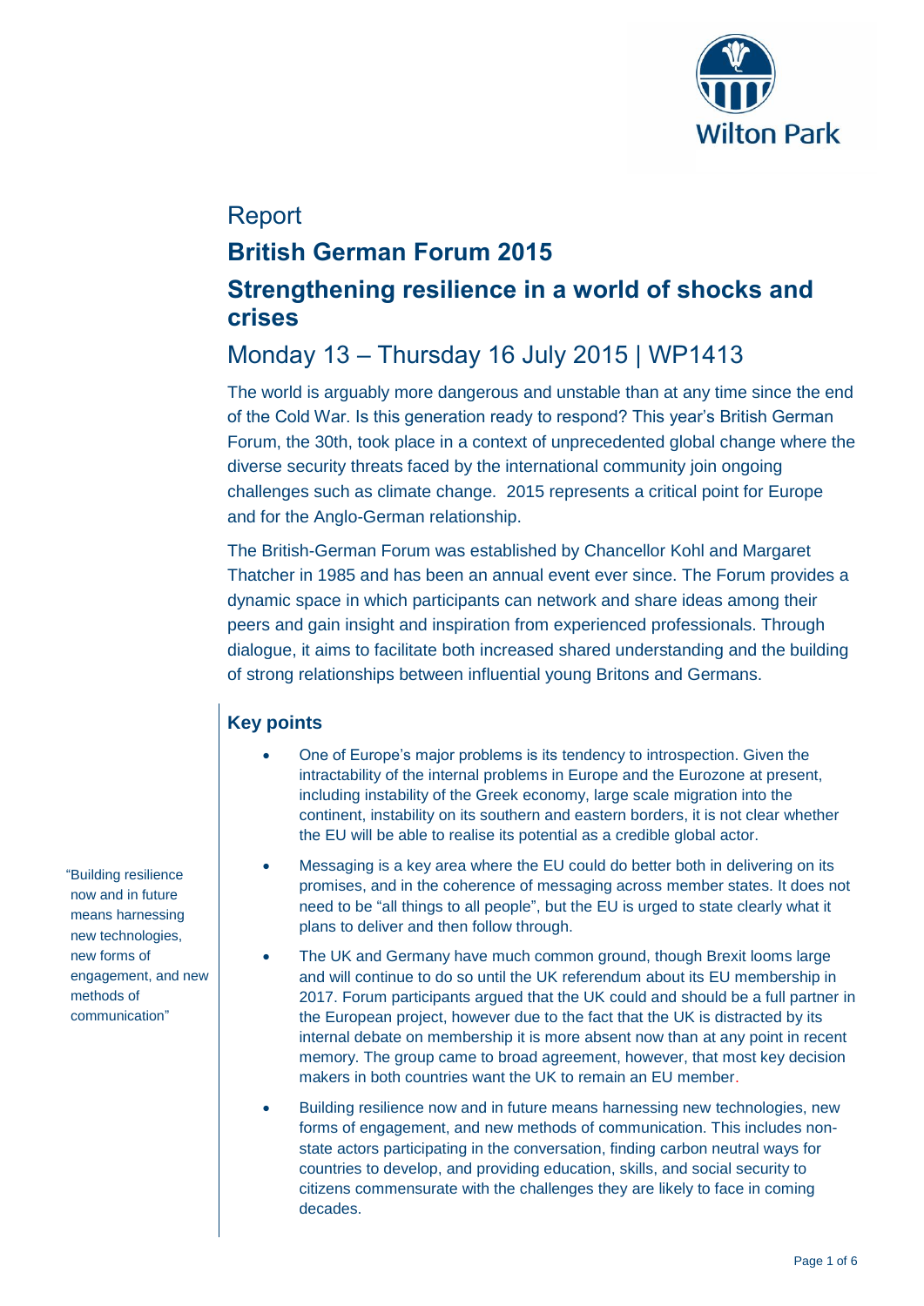# Report

## British German Forum 2015

## Strengthening resilience in a world of shocks and crises

## Monday 13 – Thursday 16 July 2015 | WP1413

The world is arguably more dangerous and unstable than at any time since the end of the Cold War. Is this generation ready to respond? This year's British German Forum, the 30th, took place in a context of unprecedented global change where the diverse security threats faced by the international community join ongoing challenges such as climate change. 2015 represents a critical point for Europe and for the Anglo-German relationship.

The British-German Forum was established by Chancellor Kohl and Margaret Thatcher in 1985 and has been an annual event ever since. The Forum provides a dynamic space in which participants can network and share ideas among their peers and gain insight and inspiration from experienced professionals. Through dialogue, it aims to facilitate both increased shared understanding and the building of strong relationships between influential young Britons and Germans.

### Key points

- One of Europe's major problems is its tendency to introspection. Given the intractability of the internal problems in Europe and the Eurozone at present, including instability of the Greek economy, large scale migration into the continent, instability on its southern and eastern borders, it is not clear whether the EU will be able to realise its potential as a credible global actor.
- Messaging is a key area where the EU could do better both in delivering on its promises, and in the coherence of messaging across member states. It does not need to be "all things to all people", but the EU is urged to state clearly what it plans to deliver and then follow through.
- The UK and Germany have much common ground, though Brexit looms large and will continue to do so until the UK referendum about its EU membership in 2017. Forum participants argued that the UK could and should be a full partner in the European project, however due to the fact that the UK is distracted by its internal debate on membership it is more absent now than at any point in recent memory. The group came to broad agreement, however, that most key decision makers in both countries want the UK to remain an EU member.
- Building resilience now and in future means harnessing new technologies, new forms of engagement, and new methods of communication. This includes non-state actors participating in the conversation, finding carbon neutral ways for countries to develop, and providing education, skills, and social security to citizens commensurate with the challenges they are likely to face in coming decades.

"Building resilience now and in future means harnessing new technologies, new forms of engagement, and new methods of communication"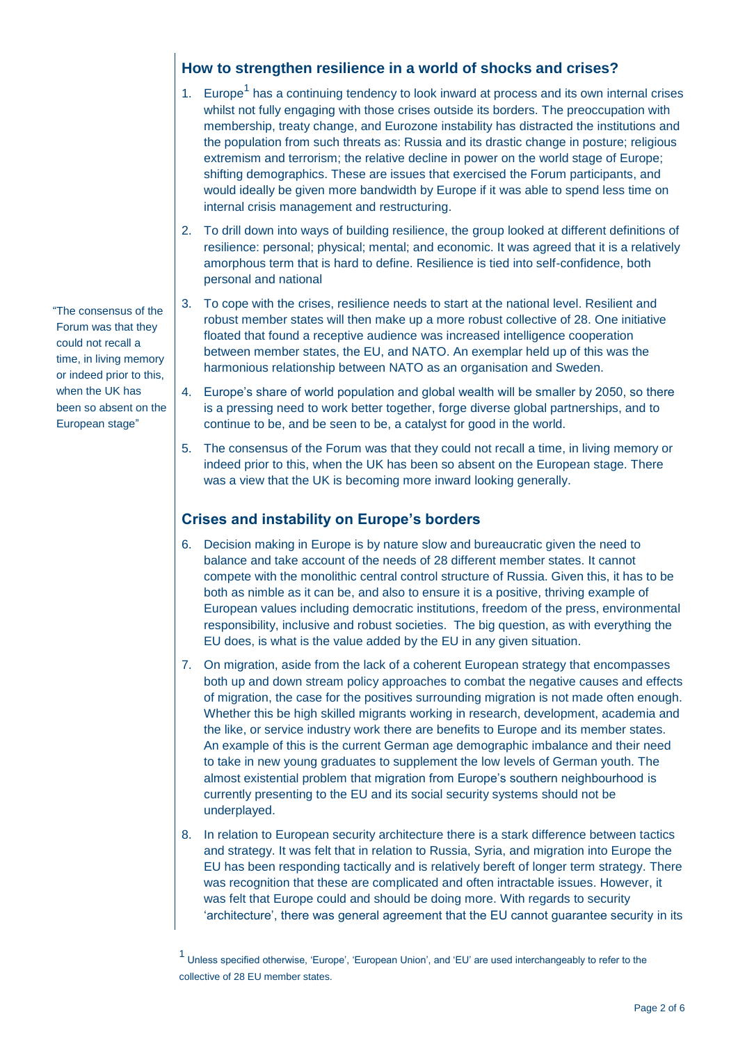## How to strengthen resilience in a world of shocks and crises?

1. Europe[1] has a continuing tendency to look inward at process and its own internal crises whilst not fully engaging with those crises outside its borders. The preoccupation with membership, treaty change, and Eurozone instability has distracted the institutions and the population from such threats as: Russia and its drastic change in posture; religious extremism and terrorism; the relative decline in power on the world stage of Europe; shifting demographics. These are issues that exercised the Forum participants, and would ideally be given more bandwidth by Europe if it was able to spend less time on internal crisis management and restructuring.

2. To drill down into ways of building resilience, the group looked at different definitions of resilience: personal; physical; mental; and economic. It was agreed that it is a relatively amorphous term that is hard to define. Resilience is tied into self-confidence, both personal and national

3. To cope with the crises, resilience needs to start at the national level. Resilient and robust member states will then make up a more robust collective of 28. One initiative floated that found a receptive audience was increased intelligence cooperation between member states, the EU, and NATO. An exemplar held up of this was the harmonious relationship between NATO as an organisation and Sweden.

4. Europe's share of world population and global wealth will be smaller by 2050, so there is a pressing need to work better together, forge diverse global partnerships, and to continue to be, and be seen to be, a catalyst for good in the world.

5. The consensus of the Forum was that they could not recall a time, in living memory or indeed prior to this, when the UK has been so absent on the European stage. There was a view that the UK is becoming more inward looking generally.

> "The consensus of the Forum was that they could not recall a time, in living memory or indeed prior to this, when the UK has been so absent on the European stage"

## Crises and instability on Europe's borders

6. Decision making in Europe is by nature slow and bureaucratic given the need to balance and take account of the needs of 28 different member states. It cannot compete with the monolithic central control structure of Russia. Given this, it has to be both as nimble as it can be, and also to ensure it is a positive, thriving example of European values including democratic institutions, freedom of the press, environmental responsibility, inclusive and robust societies. The big question, as with everything the EU does, is what is the value added by the EU in any given situation.

7. On migration, aside from the lack of a coherent European strategy that encompasses both up and down stream policy approaches to combat the negative causes and effects of migration, the case for the positives surrounding migration is not made often enough. Whether this be high skilled migrants working in research, development, academia and the like, or service industry work there are benefits to Europe and its member states. An example of this is the current German age demographic imbalance and their need to take in new young graduates to supplement the low levels of German youth. The almost existential problem that migration from Europe's southern neighbourhood is currently presenting to the EU and its social security systems should not be underplayed.

8. In relation to European security architecture there is a stark difference between tactics and strategy. It was felt that in relation to Russia, Syria, and migration into Europe the EU has been responding tactically and is relatively bereft of longer term strategy. There was recognition that these are complicated and often intractable issues. However, it was felt that Europe could and should be doing more. With regards to security 'architecture', there was general agreement that the EU cannot guarantee security in its

[1] Unless specified otherwise, 'Europe', 'European Union', and 'EU' are used interchangeably to refer to the collective of 28 EU member states.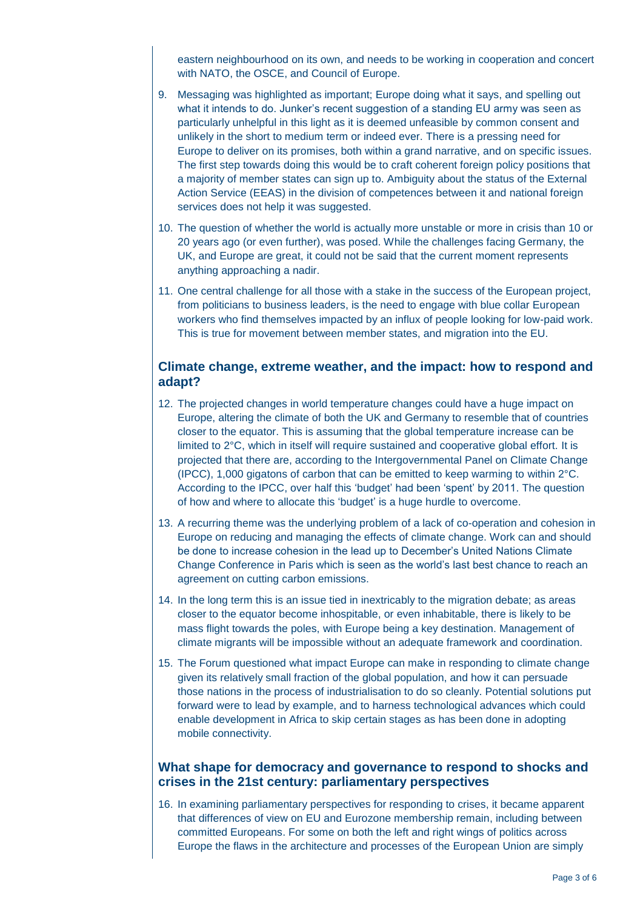eastern neighbourhood on its own, and needs to be working in cooperation and concert with NATO, the OSCE, and Council of Europe.

9. Messaging was highlighted as important; Europe doing what it says, and spelling out what it intends to do. Junker's recent suggestion of a standing EU army was seen as particularly unhelpful in this light as it is deemed unfeasible by common consent and unlikely in the short to medium term or indeed ever. There is a pressing need for Europe to deliver on its promises, both within a grand narrative, and on specific issues. The first step towards doing this would be to craft coherent foreign policy positions that a majority of member states can sign up to. Ambiguity about the status of the External Action Service (EEAS) in the division of competences between it and national foreign services does not help it was suggested.

10. The question of whether the world is actually more unstable or more in crisis than 10 or 20 years ago (or even further), was posed. While the challenges facing Germany, the UK, and Europe are great, it could not be said that the current moment represents anything approaching a nadir.

11. One central challenge for all those with a stake in the success of the European project, from politicians to business leaders, is the need to engage with blue collar European workers who find themselves impacted by an influx of people looking for low-paid work. This is true for movement between member states, and migration into the EU.

## Climate change, extreme weather, and the impact: how to respond and adapt?

12. The projected changes in world temperature changes could have a huge impact on Europe, altering the climate of both the UK and Germany to resemble that of countries closer to the equator. This is assuming that the global temperature increase can be limited to 2°C, which in itself will require sustained and cooperative global effort. It is projected that there are, according to the Intergovernmental Panel on Climate Change (IPCC), 1,000 gigatons of carbon that can be emitted to keep warming to within 2°C. According to the IPCC, over half this 'budget' had been 'spent' by 2011. The question of how and where to allocate this 'budget' is a huge hurdle to overcome.

13. A recurring theme was the underlying problem of a lack of co-operation and cohesion in Europe on reducing and managing the effects of climate change. Work can and should be done to increase cohesion in the lead up to December's United Nations Climate Change Conference in Paris which is seen as the world's last best chance to reach an agreement on cutting carbon emissions.

14. In the long term this is an issue tied in inextricably to the migration debate; as areas closer to the equator become inhospitable, or even inhabitable, there is likely to be mass flight towards the poles, with Europe being a key destination. Management of climate migrants will be impossible without an adequate framework and coordination.

15. The Forum questioned what impact Europe can make in responding to climate change given its relatively small fraction of the global population, and how it can persuade those nations in the process of industrialisation to do so cleanly. Potential solutions put forward were to lead by example, and to harness technological advances which could enable development in Africa to skip certain stages as has been done in adopting mobile connectivity.

## What shape for democracy and governance to respond to shocks and crises in the 21st century: parliamentary perspectives

16. In examining parliamentary perspectives for responding to crises, it became apparent that differences of view on EU and Eurozone membership remain, including between committed Europeans. For some on both the left and right wings of politics across Europe the flaws in the architecture and processes of the European Union are simply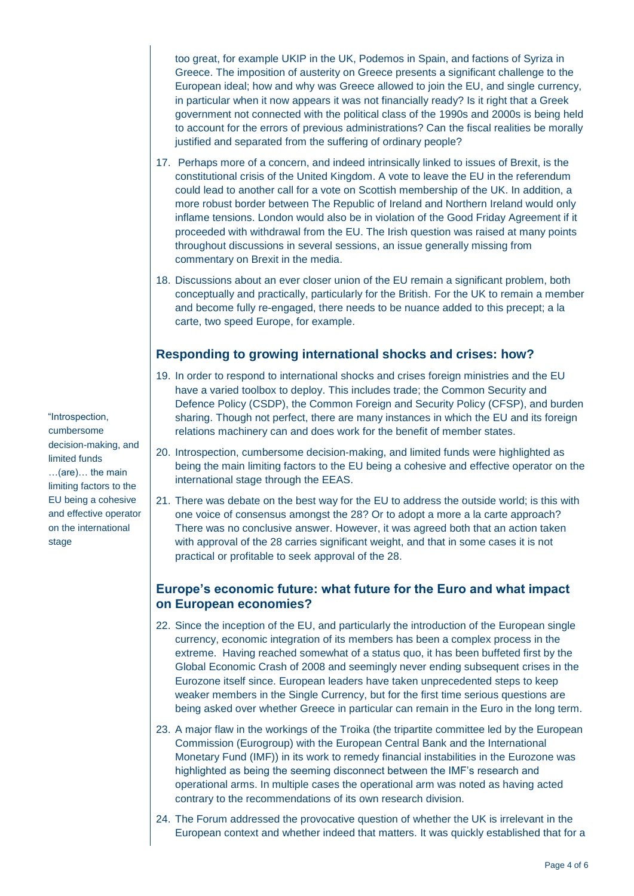too great, for example UKIP in the UK, Podemos in Spain, and factions of Syriza in Greece. The imposition of austerity on Greece presents a significant challenge to the European ideal; how and why was Greece allowed to join the EU, and single currency, in particular when it now appears it was not financially ready? Is it right that a Greek government not connected with the political class of the 1990s and 2000s is being held to account for the errors of previous administrations? Can the fiscal realities be morally justified and separated from the suffering of ordinary people?

17. Perhaps more of a concern, and indeed intrinsically linked to issues of Brexit, is the constitutional crisis of the United Kingdom. A vote to leave the EU in the referendum could lead to another call for a vote on Scottish membership of the UK. In addition, a more robust border between The Republic of Ireland and Northern Ireland would only inflame tensions. London would also be in violation of the Good Friday Agreement if it proceeded with withdrawal from the EU. The Irish question was raised at many points throughout discussions in several sessions, an issue generally missing from commentary on Brexit in the media.

18. Discussions about an ever closer union of the EU remain a significant problem, both conceptually and practically, particularly for the British. For the UK to remain a member and become fully re-engaged, there needs to be nuance added to this precept; a la carte, two speed Europe, for example.

## Responding to growing international shocks and crises: how?

19. In order to respond to international shocks and crises foreign ministries and the EU have a varied toolbox to deploy. This includes trade; the Common Security and Defence Policy (CSDP), the Common Foreign and Security Policy (CFSP), and burden sharing. Though not perfect, there are many instances in which the EU and its foreign relations machinery can and does work for the benefit of member states.

20. Introspection, cumbersome decision-making, and limited funds were highlighted as being the main limiting factors to the EU being a cohesive and effective operator on the international stage through the EEAS.

> "Introspection, cumbersome decision-making, and limited funds …(are)… the main limiting factors to the EU being a cohesive and effective operator on the international stage

21. There was debate on the best way for the EU to address the outside world; is this with one voice of consensus amongst the 28? Or to adopt a more a la carte approach? There was no conclusive answer. However, it was agreed both that an action taken with approval of the 28 carries significant weight, and that in some cases it is not practical or profitable to seek approval of the 28.

## Europe's economic future: what future for the Euro and what impact on European economies?

22. Since the inception of the EU, and particularly the introduction of the European single currency, economic integration of its members has been a complex process in the extreme. Having reached somewhat of a status quo, it has been buffeted first by the Global Economic Crash of 2008 and seemingly never ending subsequent crises in the Eurozone itself since. European leaders have taken unprecedented steps to keep weaker members in the Single Currency, but for the first time serious questions are being asked over whether Greece in particular can remain in the Euro in the long term.

23. A major flaw in the workings of the Troika (the tripartite committee led by the European Commission (Eurogroup) with the European Central Bank and the International Monetary Fund (IMF)) in its work to remedy financial instabilities in the Eurozone was highlighted as being the seeming disconnect between the IMF's research and operational arms. In multiple cases the operational arm was noted as having acted contrary to the recommendations of its own research division.

24. The Forum addressed the provocative question of whether the UK is irrelevant in the European context and whether indeed that matters. It was quickly established that for a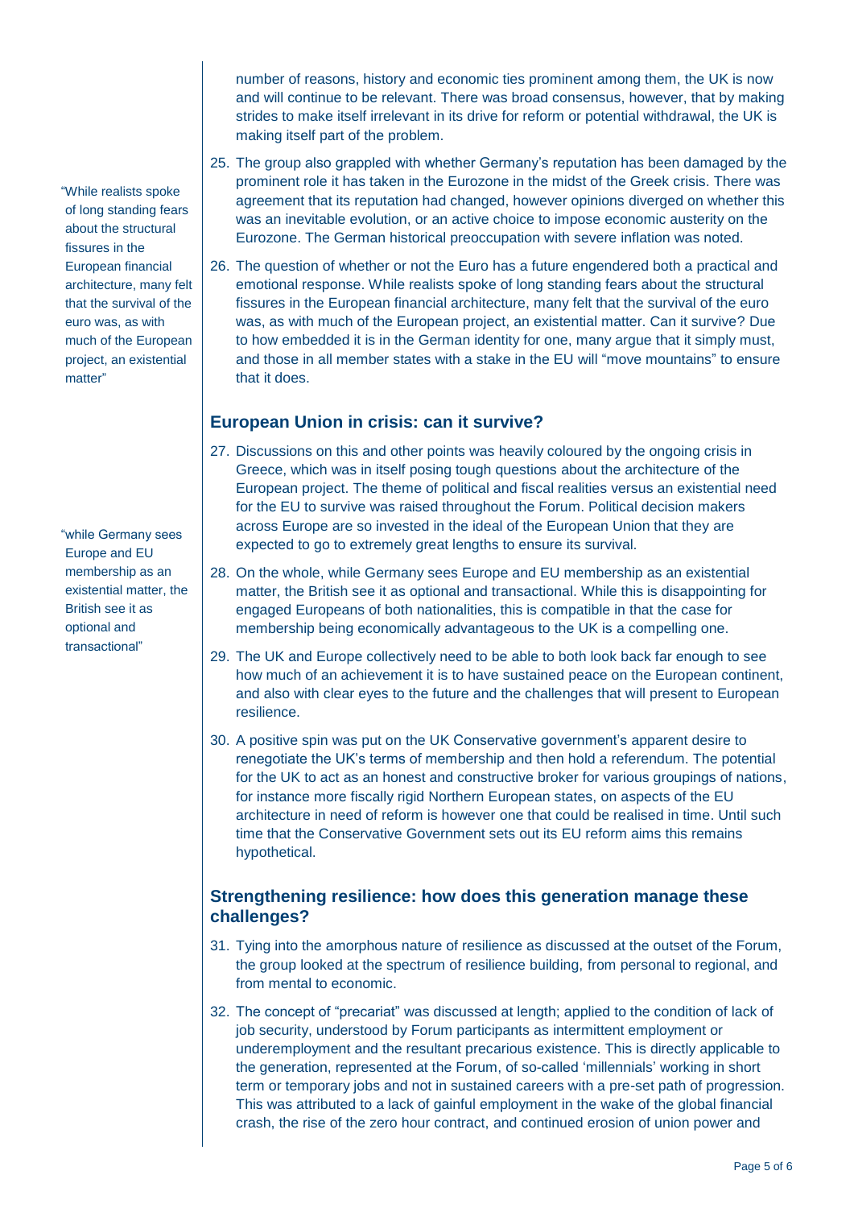number of reasons, history and economic ties prominent among them, the UK is now and will continue to be relevant. There was broad consensus, however, that by making strides to make itself irrelevant in its drive for reform or potential withdrawal, the UK is making itself part of the problem.

25. The group also grappled with whether Germany's reputation has been damaged by the prominent role it has taken in the Eurozone in the midst of the Greek crisis. There was agreement that its reputation had changed, however opinions diverged on whether this was an inevitable evolution, or an active choice to impose economic austerity on the Eurozone. The German historical preoccupation with severe inflation was noted.

26. The question of whether or not the Euro has a future engendered both a practical and emotional response. While realists spoke of long standing fears about the structural fissures in the European financial architecture, many felt that the survival of the euro was, as with much of the European project, an existential matter. Can it survive? Due to how embedded it is in the German identity for one, many argue that it simply must, and those in all member states with a stake in the EU will "move mountains" to ensure that it does.

> "While realists spoke of long standing fears about the structural fissures in the European financial architecture, many felt that the survival of the euro was, as with much of the European project, an existential matter"

## European Union in crisis: can it survive?

27. Discussions on this and other points was heavily coloured by the ongoing crisis in Greece, which was in itself posing tough questions about the architecture of the European project. The theme of political and fiscal realities versus an existential need for the EU to survive was raised throughout the Forum. Political decision makers across Europe are so invested in the ideal of the European Union that they are expected to go to extremely great lengths to ensure its survival.

28. On the whole, while Germany sees Europe and EU membership as an existential matter, the British see it as optional and transactional. While this is disappointing for engaged Europeans of both nationalities, this is compatible in that the case for membership being economically advantageous to the UK is a compelling one.

> "while Germany sees Europe and EU membership as an existential matter, the British see it as optional and transactional"

29. The UK and Europe collectively need to be able to both look back far enough to see how much of an achievement it is to have sustained peace on the European continent, and also with clear eyes to the future and the challenges that will present to European resilience.

30. A positive spin was put on the UK Conservative government's apparent desire to renegotiate the UK's terms of membership and then hold a referendum. The potential for the UK to act as an honest and constructive broker for various groupings of nations, for instance more fiscally rigid Northern European states, on aspects of the EU architecture in need of reform is however one that could be realised in time. Until such time that the Conservative Government sets out its EU reform aims this remains hypothetical.

## Strengthening resilience: how does this generation manage these challenges?

31. Tying into the amorphous nature of resilience as discussed at the outset of the Forum, the group looked at the spectrum of resilience building, from personal to regional, and from mental to economic.

32. The concept of "precariat" was discussed at length; applied to the condition of lack of job security, understood by Forum participants as intermittent employment or underemployment and the resultant precarious existence. This is directly applicable to the generation, represented at the Forum, of so-called 'millennials' working in short term or temporary jobs and not in sustained careers with a pre-set path of progression. This was attributed to a lack of gainful employment in the wake of the global financial crash, the rise of the zero hour contract, and continued erosion of union power and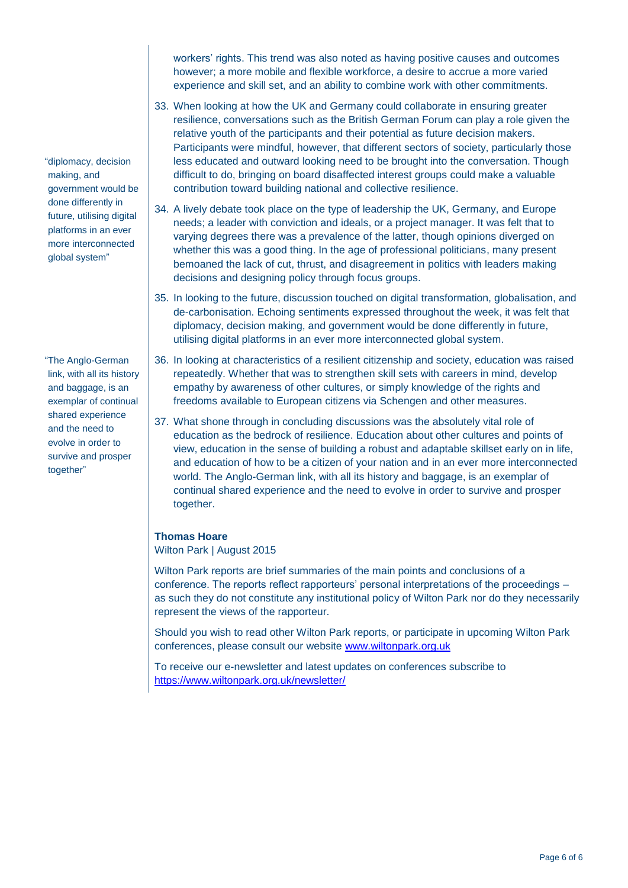workers' rights. This trend was also noted as having positive causes and outcomes however; a more mobile and flexible workforce, a desire to accrue a more varied experience and skill set, and an ability to combine work with other commitments.

33. When looking at how the UK and Germany could collaborate in ensuring greater resilience, conversations such as the British German Forum can play a role given the relative youth of the participants and their potential as future decision makers. Participants were mindful, however, that different sectors of society, particularly those less educated and outward looking need to be brought into the conversation. Though difficult to do, bringing on board disaffected interest groups could make a valuable contribution toward building national and collective resilience.

34. A lively debate took place on the type of leadership the UK, Germany, and Europe needs; a leader with conviction and ideals, or a project manager. It was felt that to varying degrees there was a prevalence of the latter, though opinions diverged on whether this was a good thing. In the age of professional politicians, many present bemoaned the lack of cut, thrust, and disagreement in politics with leaders making decisions and designing policy through focus groups.

35. In looking to the future, discussion touched on digital transformation, globalisation, and de-carbonisation. Echoing sentiments expressed throughout the week, it was felt that diplomacy, decision making, and government would be done differently in future, utilising digital platforms in an ever more interconnected global system.

"diplomacy, decision making, and government would be done differently in future, utilising digital platforms in an ever more interconnected global system"

36. In looking at characteristics of a resilient citizenship and society, education was raised repeatedly. Whether that was to strengthen skill sets with careers in mind, develop empathy by awareness of other cultures, or simply knowledge of the rights and freedoms available to European citizens via Schengen and other measures.

37. What shone through in concluding discussions was the absolutely vital role of education as the bedrock of resilience. Education about other cultures and points of view, education in the sense of building a robust and adaptable skillset early on in life, and education of how to be a citizen of your nation and in an ever more interconnected world. The Anglo-German link, with all its history and baggage, is an exemplar of continual shared experience and the need to evolve in order to survive and prosper together.

"The Anglo-German link, with all its history and baggage, is an exemplar of continual shared experience and the need to evolve in order to survive and prosper together"

**Thomas Hoare**

Wilton Park | August 2015

Wilton Park reports are brief summaries of the main points and conclusions of a conference. The reports reflect rapporteurs' personal interpretations of the proceedings – as such they do not constitute any institutional policy of Wilton Park nor do they necessarily represent the views of the rapporteur.

Should you wish to read other Wilton Park reports, or participate in upcoming Wilton Park conferences, please consult our website www.wiltonpark.org.uk

To receive our e-newsletter and latest updates on conferences subscribe to https://www.wiltonpark.org.uk/newsletter/